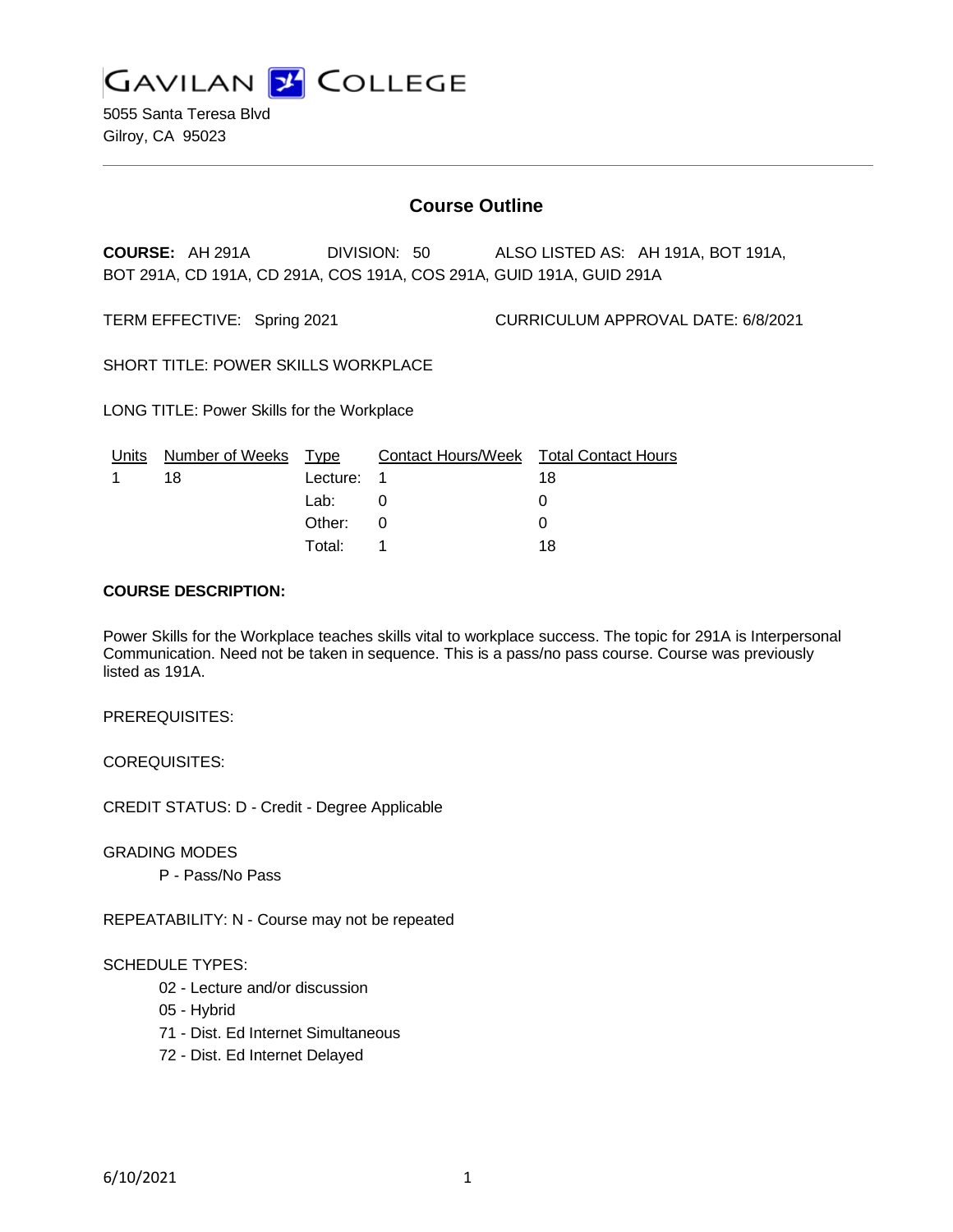GAVILAN COLLEGE

5055 Santa Teresa Blvd
Gilroy, CA 95023

# Course Outline

**COURSE:** AH 291A DIVISION: 50 ALSO LISTED AS: AH 191A, BOT 191A, BOT 291A, CD 191A, CD 291A, COS 191A, COS 291A, GUID 191A, GUID 291A

TERM EFFECTIVE: Spring 2021 CURRICULUM APPROVAL DATE: 6/8/2021

SHORT TITLE: POWER SKILLS WORKPLACE

LONG TITLE: Power Skills for the Workplace

| Units | Number of Weeks | Type | Contact Hours/Week | Total Contact Hours |
|---|---|---|---|---|
| 1 | 18 | Lecture: | 1 | 18 |
| | | Lab: | 0 | 0 |
| | | Other: | 0 | 0 |
| | | Total: | 1 | 18 |

**COURSE DESCRIPTION:**

Power Skills for the Workplace teaches skills vital to workplace success. The topic for 291A is Interpersonal Communication. Need not be taken in sequence. This is a pass/no pass course. Course was previously listed as 191A.

PREREQUISITES:

COREQUISITES:

CREDIT STATUS: D - Credit - Degree Applicable

GRADING MODES

P - Pass/No Pass

REPEATABILITY: N - Course may not be repeated

SCHEDULE TYPES:

02 - Lecture and/or discussion
05 - Hybrid
71 - Dist. Ed Internet Simultaneous
72 - Dist. Ed Internet Delayed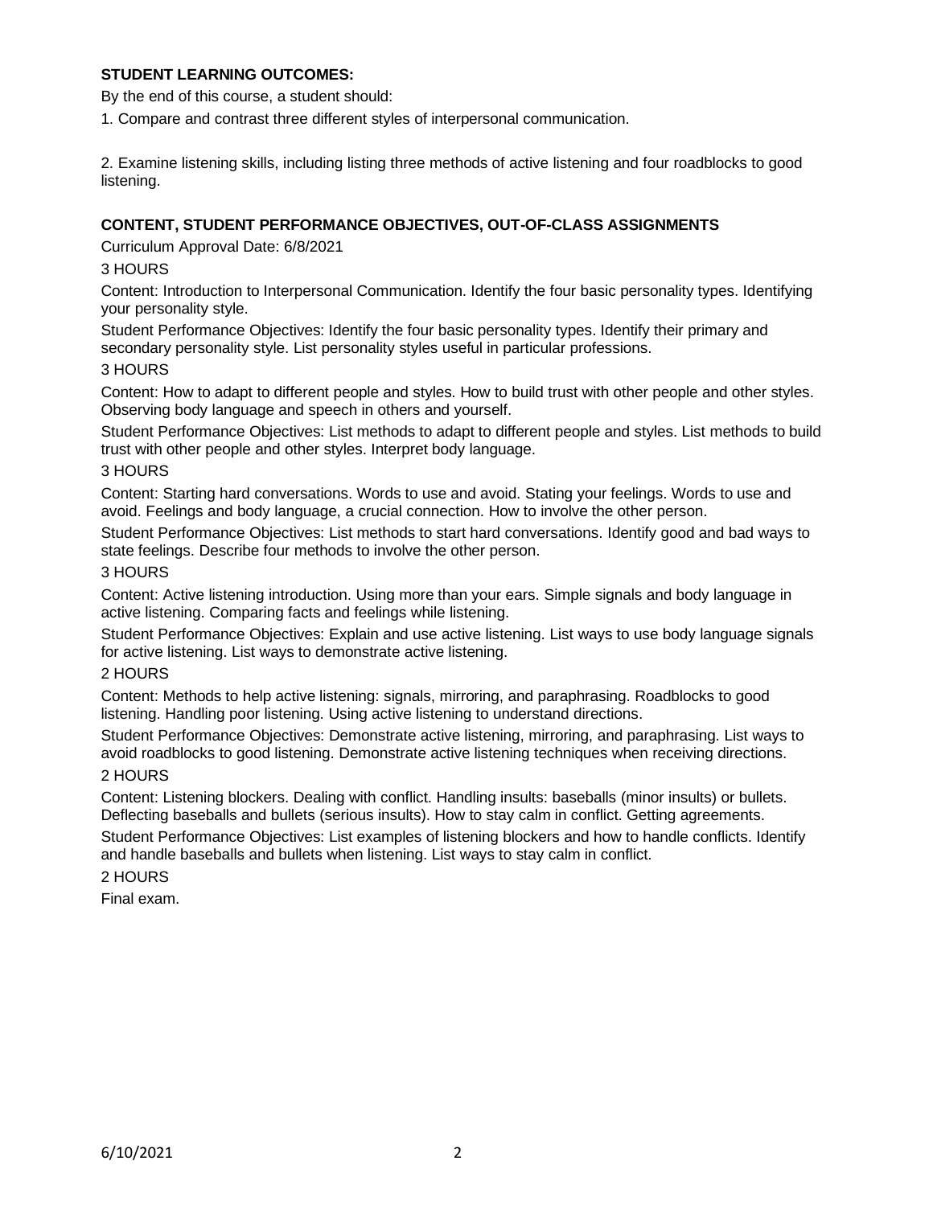**STUDENT LEARNING OUTCOMES:**

By the end of this course, a student should:

1. Compare and contrast three different styles of interpersonal communication.

2. Examine listening skills, including listing three methods of active listening and four roadblocks to good listening.

**CONTENT, STUDENT PERFORMANCE OBJECTIVES, OUT-OF-CLASS ASSIGNMENTS**

Curriculum Approval Date: 6/8/2021

3 HOURS

Content: Introduction to Interpersonal Communication. Identify the four basic personality types. Identifying your personality style.

Student Performance Objectives: Identify the four basic personality types. Identify their primary and secondary personality style. List personality styles useful in particular professions.

3 HOURS

Content: How to adapt to different people and styles. How to build trust with other people and other styles. Observing body language and speech in others and yourself.

Student Performance Objectives: List methods to adapt to different people and styles. List methods to build trust with other people and other styles. Interpret body language.

3 HOURS

Content: Starting hard conversations. Words to use and avoid. Stating your feelings. Words to use and avoid. Feelings and body language, a crucial connection. How to involve the other person.

Student Performance Objectives: List methods to start hard conversations. Identify good and bad ways to state feelings. Describe four methods to involve the other person.

3 HOURS

Content: Active listening introduction. Using more than your ears. Simple signals and body language in active listening. Comparing facts and feelings while listening.

Student Performance Objectives: Explain and use active listening. List ways to use body language signals for active listening. List ways to demonstrate active listening.

2 HOURS

Content: Methods to help active listening: signals, mirroring, and paraphrasing. Roadblocks to good listening. Handling poor listening. Using active listening to understand directions.

Student Performance Objectives: Demonstrate active listening, mirroring, and paraphrasing. List ways to avoid roadblocks to good listening. Demonstrate active listening techniques when receiving directions.

2 HOURS

Content: Listening blockers. Dealing with conflict. Handling insults: baseballs (minor insults) or bullets. Deflecting baseballs and bullets (serious insults). How to stay calm in conflict. Getting agreements.

Student Performance Objectives: List examples of listening blockers and how to handle conflicts. Identify and handle baseballs and bullets when listening. List ways to stay calm in conflict.

2 HOURS

Final exam.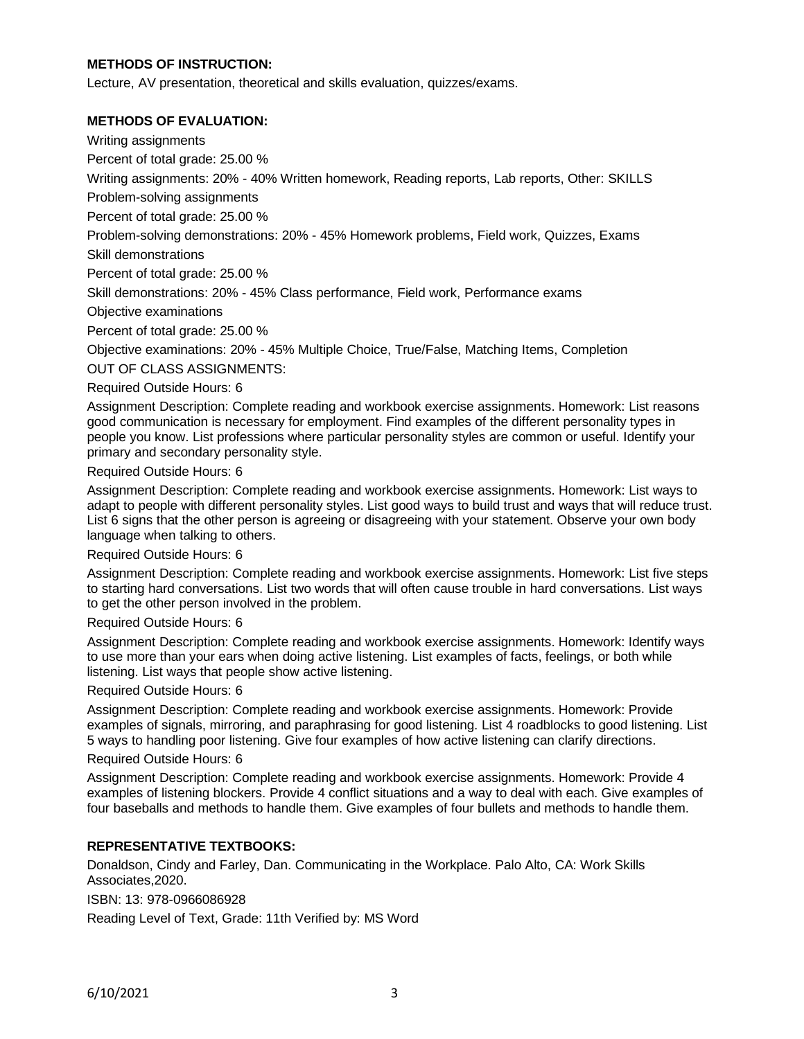**METHODS OF INSTRUCTION:**

Lecture, AV presentation, theoretical and skills evaluation, quizzes/exams.

**METHODS OF EVALUATION:**

Writing assignments

Percent of total grade: 25.00 %

Writing assignments: 20% - 40% Written homework, Reading reports, Lab reports, Other: SKILLS

Problem-solving assignments

Percent of total grade: 25.00 %

Problem-solving demonstrations: 20% - 45% Homework problems, Field work, Quizzes, Exams

Skill demonstrations

Percent of total grade: 25.00 %

Skill demonstrations: 20% - 45% Class performance, Field work, Performance exams

Objective examinations

Percent of total grade: 25.00 %

Objective examinations: 20% - 45% Multiple Choice, True/False, Matching Items, Completion

OUT OF CLASS ASSIGNMENTS:

Required Outside Hours: 6

Assignment Description: Complete reading and workbook exercise assignments. Homework: List reasons good communication is necessary for employment. Find examples of the different personality types in people you know. List professions where particular personality styles are common or useful. Identify your primary and secondary personality style.

Required Outside Hours: 6

Assignment Description: Complete reading and workbook exercise assignments. Homework: List ways to adapt to people with different personality styles. List good ways to build trust and ways that will reduce trust. List 6 signs that the other person is agreeing or disagreeing with your statement. Observe your own body language when talking to others.

Required Outside Hours: 6

Assignment Description: Complete reading and workbook exercise assignments. Homework: List five steps to starting hard conversations. List two words that will often cause trouble in hard conversations. List ways to get the other person involved in the problem.

Required Outside Hours: 6

Assignment Description: Complete reading and workbook exercise assignments. Homework: Identify ways to use more than your ears when doing active listening. List examples of facts, feelings, or both while listening. List ways that people show active listening.

Required Outside Hours: 6

Assignment Description: Complete reading and workbook exercise assignments. Homework: Provide examples of signals, mirroring, and paraphrasing for good listening. List 4 roadblocks to good listening. List 5 ways to handling poor listening. Give four examples of how active listening can clarify directions.

Required Outside Hours: 6

Assignment Description: Complete reading and workbook exercise assignments. Homework: Provide 4 examples of listening blockers. Provide 4 conflict situations and a way to deal with each. Give examples of four baseballs and methods to handle them. Give examples of four bullets and methods to handle them.

**REPRESENTATIVE TEXTBOOKS:**

Donaldson, Cindy and Farley, Dan. Communicating in the Workplace. Palo Alto, CA: Work Skills Associates,2020.

ISBN: 13: 978-0966086928

Reading Level of Text, Grade: 11th Verified by: MS Word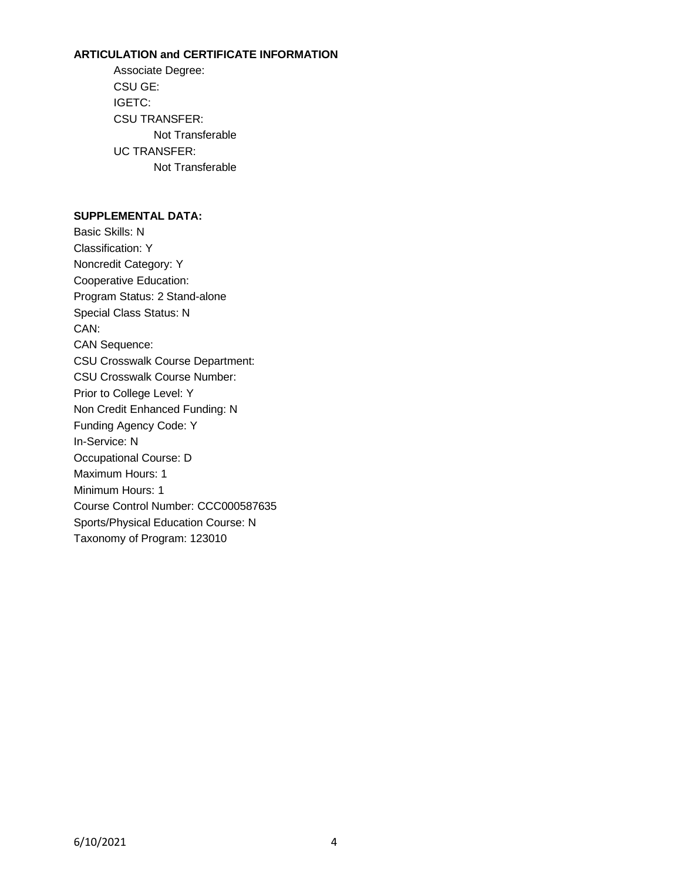**ARTICULATION and CERTIFICATE INFORMATION**

Associate Degree:
CSU GE:
IGETC:
CSU TRANSFER:
Not Transferable
UC TRANSFER:
Not Transferable

**SUPPLEMENTAL DATA:**

Basic Skills: N
Classification: Y
Noncredit Category: Y
Cooperative Education:
Program Status: 2 Stand-alone
Special Class Status: N
CAN:
CAN Sequence:
CSU Crosswalk Course Department:
CSU Crosswalk Course Number:
Prior to College Level: Y
Non Credit Enhanced Funding: N
Funding Agency Code: Y
In-Service: N
Occupational Course: D
Maximum Hours: 1
Minimum Hours: 1
Course Control Number: CCC000587635
Sports/Physical Education Course: N
Taxonomy of Program: 123010